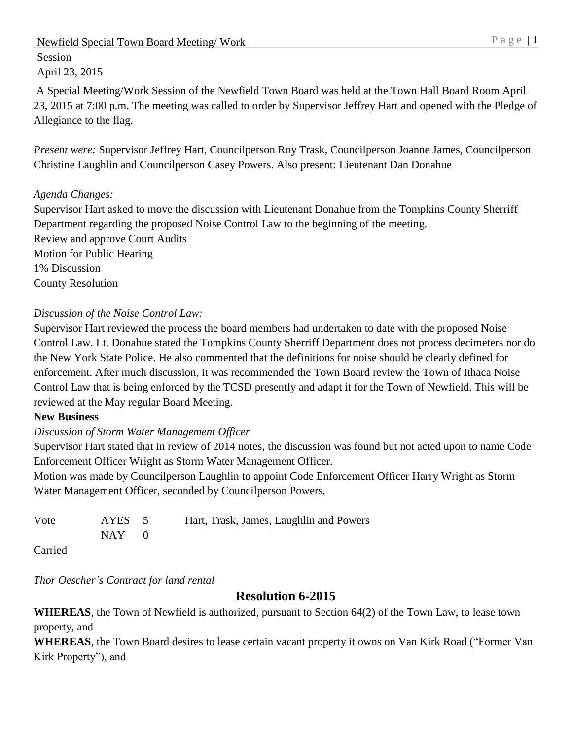Newfield Special Town Board Meeting/ Work Session
April 23, 2015

A Special Meeting/Work Session of the Newfield Town Board was held at the Town Hall Board Room April 23, 2015 at 7:00 p.m. The meeting was called to order by Supervisor Jeffrey Hart and opened with the Pledge of Allegiance to the flag.

*Present were:* Supervisor Jeffrey Hart, Councilperson Roy Trask, Councilperson Joanne James, Councilperson Christine Laughlin and Councilperson Casey Powers. Also present: Lieutenant Dan Donahue

*Agenda Changes:*
Supervisor Hart asked to move the discussion with Lieutenant Donahue from the Tompkins County Sherriff Department regarding the proposed Noise Control Law to the beginning of the meeting.
Review and approve Court Audits
Motion for Public Hearing
1% Discussion
County Resolution

*Discussion of the Noise Control Law:*
Supervisor Hart reviewed the process the board members had undertaken to date with the proposed Noise Control Law. Lt. Donahue stated the Tompkins County Sherriff Department does not process decimeters nor do the New York State Police. He also commented that the definitions for noise should be clearly defined for enforcement. After much discussion, it was recommended the Town Board review the Town of Ithaca Noise Control Law that is being enforced by the TCSD presently and adapt it for the Town of Newfield. This will be reviewed at the May regular Board Meeting.

**New Business**

*Discussion of Storm Water Management Officer*
Supervisor Hart stated that in review of 2014 notes, the discussion was found but not acted upon to name Code Enforcement Officer Wright as Storm Water Management Officer.
Motion was made by Councilperson Laughlin to appoint Code Enforcement Officer Harry Wright as Storm Water Management Officer, seconded by Councilperson Powers.

| Vote | AYES | 5 | Hart, Trask, James, Laughlin and Powers |
|---|---|---|---|
| | NAY | 0 | |

Carried

*Thor Oescher's Contract for land rental*

## Resolution 6-2015

**WHEREAS**, the Town of Newfield is authorized, pursuant to Section 64(2) of the Town Law, to lease town property, and
**WHEREAS**, the Town Board desires to lease certain vacant property it owns on Van Kirk Road ("Former Van Kirk Property"), and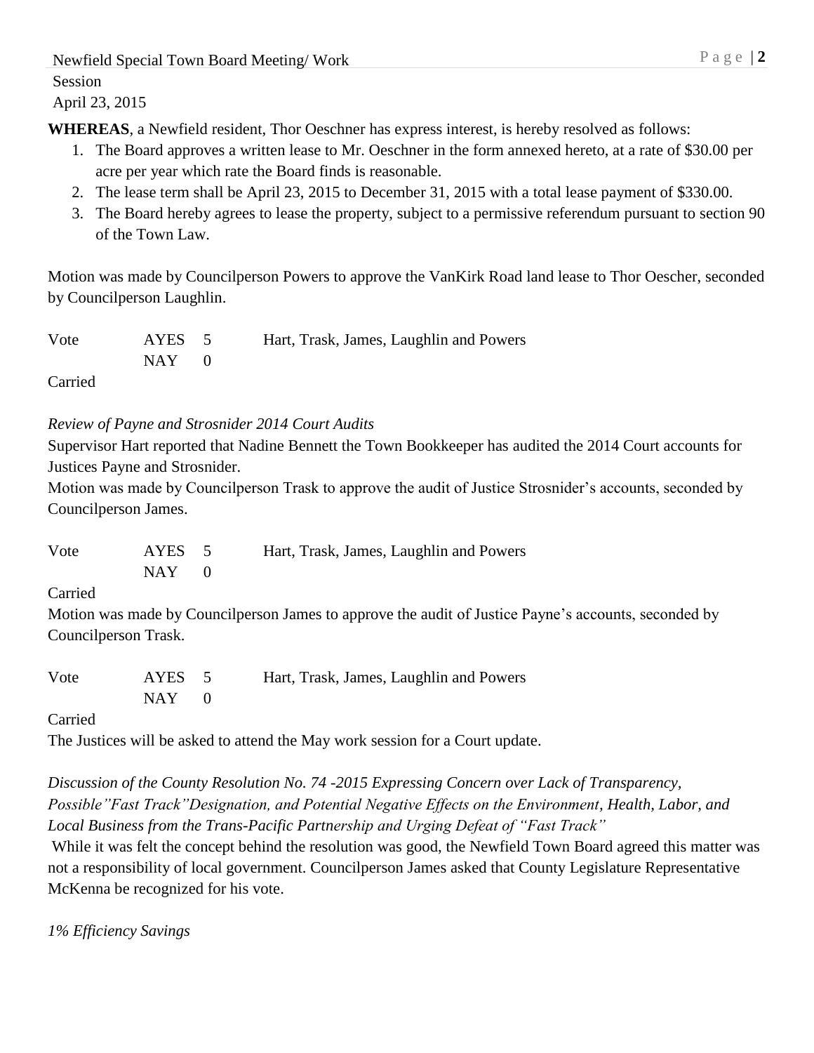**WHEREAS**, a Newfield resident, Thor Oeschner has express interest, is hereby resolved as follows:

1. The Board approves a written lease to Mr. Oeschner in the form annexed hereto, at a rate of $30.00 per acre per year which rate the Board finds is reasonable.
2. The lease term shall be April 23, 2015 to December 31, 2015 with a total lease payment of $330.00.
3. The Board hereby agrees to lease the property, subject to a permissive referendum pursuant to section 90 of the Town Law.

Motion was made by Councilperson Powers to approve the VanKirk Road land lease to Thor Oescher, seconded by Councilperson Laughlin.

| Vote | AYES | 5 | Hart, Trask, James, Laughlin and Powers |
|---|---|---|---|
| | NAY | 0 | |

Carried

*Review of Payne and Strosnider 2014 Court Audits*

Supervisor Hart reported that Nadine Bennett the Town Bookkeeper has audited the 2014 Court accounts for Justices Payne and Strosnider.

Motion was made by Councilperson Trask to approve the audit of Justice Strosnider's accounts, seconded by Councilperson James.

| Vote | AYES | 5 | Hart, Trask, James, Laughlin and Powers |
|---|---|---|---|
| | NAY | 0 | |

Carried

Motion was made by Councilperson James to approve the audit of Justice Payne's accounts, seconded by Councilperson Trask.

| Vote | AYES | 5 | Hart, Trask, James, Laughlin and Powers |
|---|---|---|---|
| | NAY | 0 | |

Carried

The Justices will be asked to attend the May work session for a Court update.

*Discussion of the County Resolution No. 74 -2015 Expressing Concern over Lack of Transparency, Possible"Fast Track"Designation, and Potential Negative Effects on the Environment, Health, Labor, and Local Business from the Trans-Pacific Partnership and Urging Defeat of "Fast Track"*

While it was felt the concept behind the resolution was good, the Newfield Town Board agreed this matter was not a responsibility of local government. Councilperson James asked that County Legislature Representative McKenna be recognized for his vote.

*1% Efficiency Savings*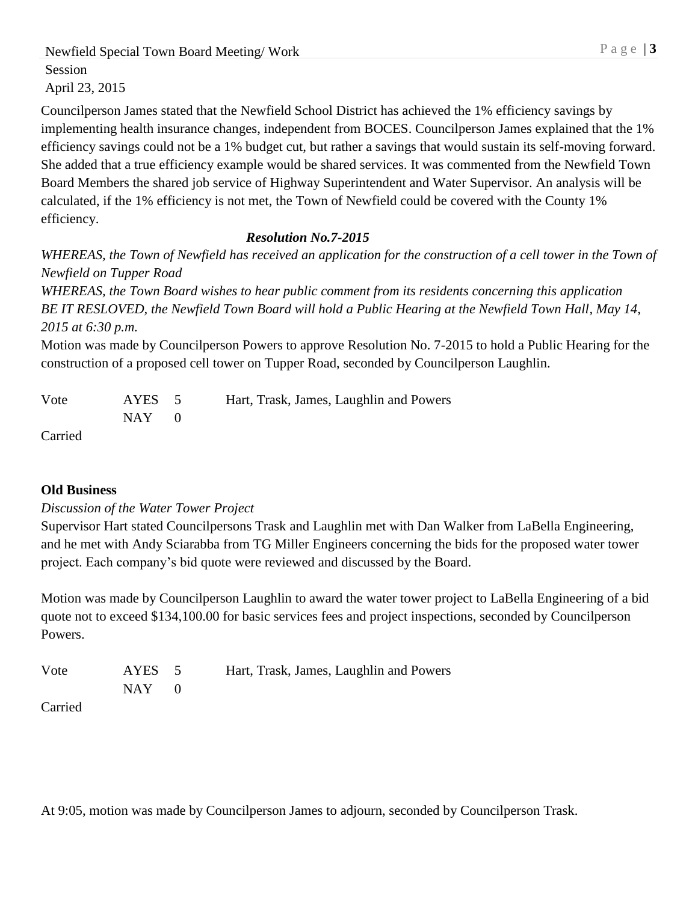Councilperson James stated that the Newfield School District has achieved the 1% efficiency savings by implementing health insurance changes, independent from BOCES. Councilperson James explained that the 1% efficiency savings could not be a 1% budget cut, but rather a savings that would sustain its self-moving forward. She added that a true efficiency example would be shared services. It was commented from the Newfield Town Board Members the shared job service of Highway Superintendent and Water Supervisor. An analysis will be calculated, if the 1% efficiency is not met, the Town of Newfield could be covered with the County 1% efficiency.

***Resolution No.7-2015***

*WHEREAS, the Town of Newfield has received an application for the construction of a cell tower in the Town of Newfield on Tupper Road*

*WHEREAS, the Town Board wishes to hear public comment from its residents concerning this application*

*BE IT RESLOVED, the Newfield Town Board will hold a Public Hearing at the Newfield Town Hall, May 14, 2015 at 6:30 p.m.*

Motion was made by Councilperson Powers to approve Resolution No. 7-2015 to hold a Public Hearing for the construction of a proposed cell tower on Tupper Road, seconded by Councilperson Laughlin.

| Vote | AYES | 5 | Hart, Trask, James, Laughlin and Powers |
|---|---|---|---|
| | NAY | 0 | |

Carried

**Old Business**

*Discussion of the Water Tower Project*

Supervisor Hart stated Councilpersons Trask and Laughlin met with Dan Walker from LaBella Engineering, and he met with Andy Sciarabba from TG Miller Engineers concerning the bids for the proposed water tower project. Each company's bid quote were reviewed and discussed by the Board.

Motion was made by Councilperson Laughlin to award the water tower project to LaBella Engineering of a bid quote not to exceed $134,100.00 for basic services fees and project inspections, seconded by Councilperson Powers.

| Vote | AYES | 5 | Hart, Trask, James, Laughlin and Powers |
|---|---|---|---|
| | NAY | 0 | |

Carried

At 9:05, motion was made by Councilperson James to adjourn, seconded by Councilperson Trask.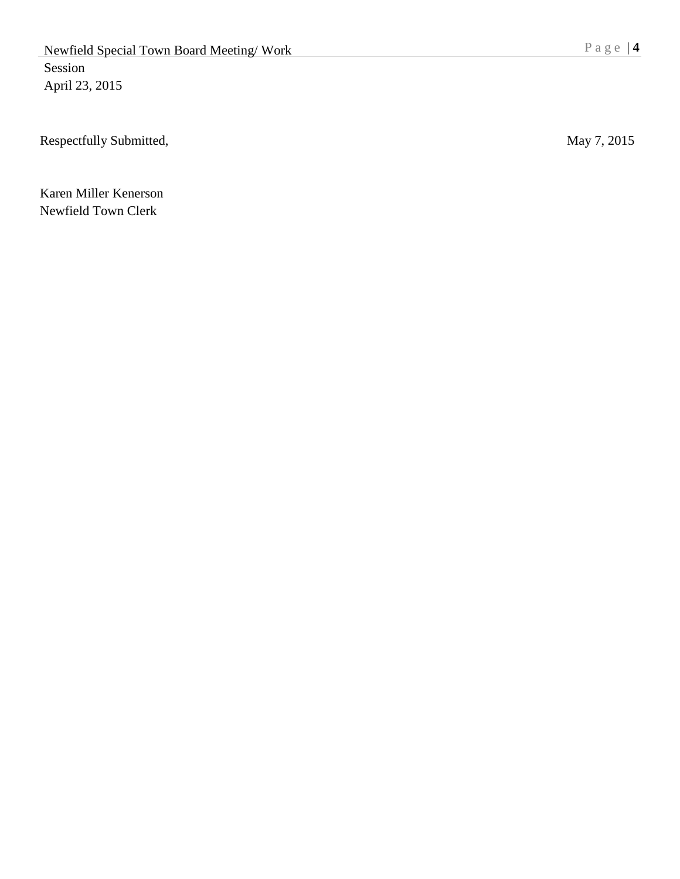Respectfully Submitted, May 7, 2015

Karen Miller Kenerson
Newfield Town Clerk